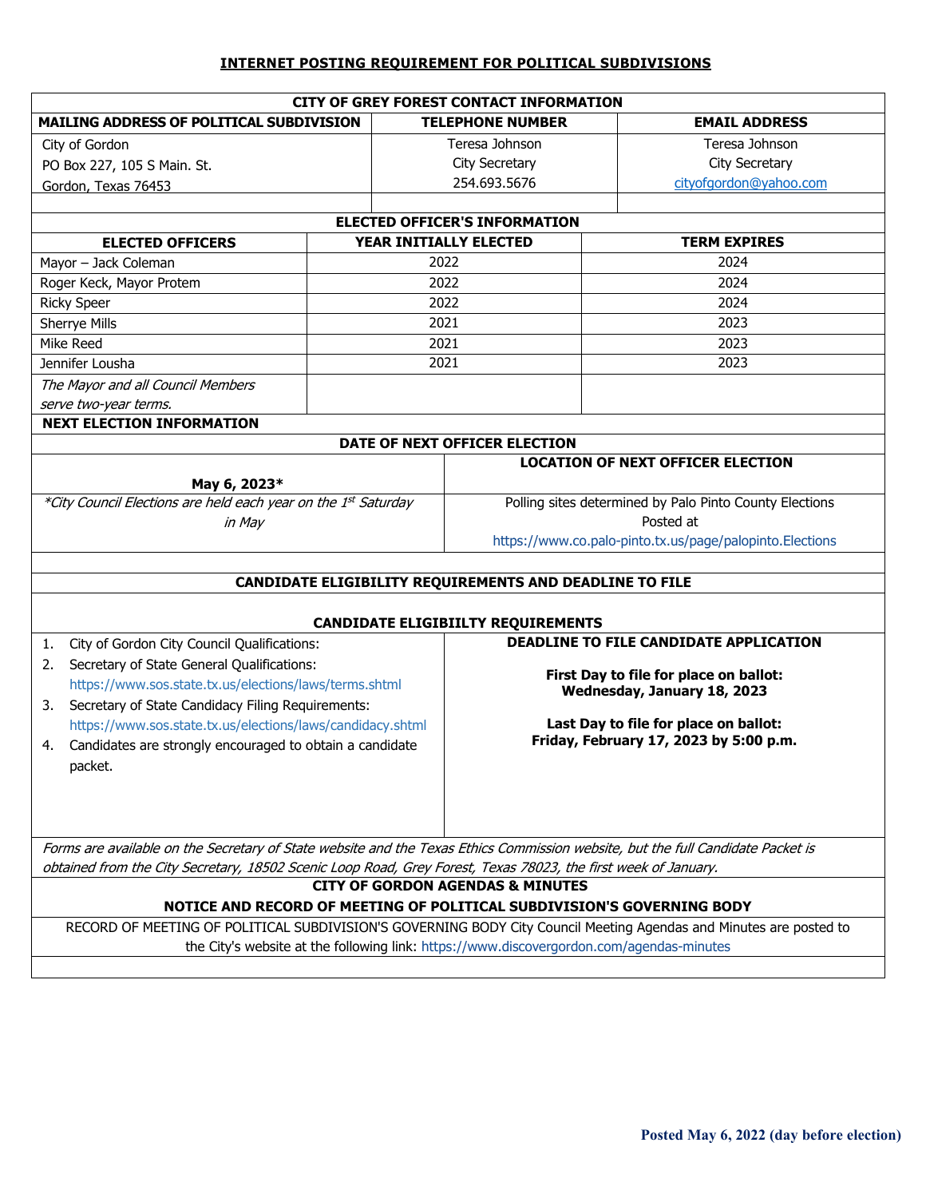# INTERNET POSTING REQUIREMENT FOR POLITICAL SUBDIVISIONS

| CITY OF GREY FOREST CONTACT INFORMATION | | |
|---|---|---|
| **MAILING ADDRESS OF POLITICAL SUBDIVISION** | **TELEPHONE NUMBER** | **EMAIL ADDRESS** |
| City of Gordon<br>PO Box 227, 105 S Main. St.<br>Gordon, Texas 76453 | Teresa Johnson<br>City Secretary<br>254.693.5676 | Teresa Johnson<br>City Secretary<br>cityofgordon@yahoo.com |

| ELECTED OFFICER'S INFORMATION | | |
|---|---|---|
| **ELECTED OFFICERS** | **YEAR INITIALLY ELECTED** | **TERM EXPIRES** |
| Mayor – Jack Coleman | 2022 | 2024 |
| Roger Keck, Mayor Protem | 2022 | 2024 |
| Ricky Speer | 2022 | 2024 |
| Sherrye Mills | 2021 | 2023 |
| Mike Reed | 2021 | 2023 |
| Jennifer Lousha | 2021 | 2023 |
| *The Mayor and all Council Members serve two-year terms.* | | |

**NEXT ELECTION INFORMATION**

| DATE OF NEXT OFFICER ELECTION | |
|---|---|
| **May 6, 2023*** | **LOCATION OF NEXT OFFICER ELECTION** |
| *\*City Council Elections are held each year on the 1st Saturday in May* | Polling sites determined by Palo Pinto County Elections<br>Posted at<br>https://www.co.palo-pinto.tx.us/page/palopinto.Elections |

**CANDIDATE ELIGIBILITY REQUIREMENTS AND DEADLINE TO FILE**

| CANDIDATE ELIGIBIILTY REQUIREMENTS | DEADLINE TO FILE CANDIDATE APPLICATION |
|---|---|
| 1. City of Gordon City Council Qualifications:<br>2. Secretary of State General Qualifications: https://www.sos.state.tx.us/elections/laws/terms.shtml<br>3. Secretary of State Candidacy Filing Requirements: https://www.sos.state.tx.us/elections/laws/candidacy.shtml<br>4. Candidates are strongly encouraged to obtain a candidate packet. | **First Day to file for place on ballot: Wednesday, January 18, 2023**<br><br>**Last Day to file for place on ballot: Friday, February 17, 2023 by 5:00 p.m.** |

*Forms are available on the Secretary of State website and the Texas Ethics Commission website, but the full Candidate Packet is obtained from the City Secretary, 18502 Scenic Loop Road, Grey Forest, Texas 78023, the first week of January.*

**CITY OF GORDON AGENDAS & MINUTES**

**NOTICE AND RECORD OF MEETING OF POLITICAL SUBDIVISION'S GOVERNING BODY**

RECORD OF MEETING OF POLITICAL SUBDIVISION'S GOVERNING BODY City Council Meeting Agendas and Minutes are posted to the City's website at the following link: https://www.discovergordon.com/agendas-minutes

**Posted May 6, 2022 (day before election)**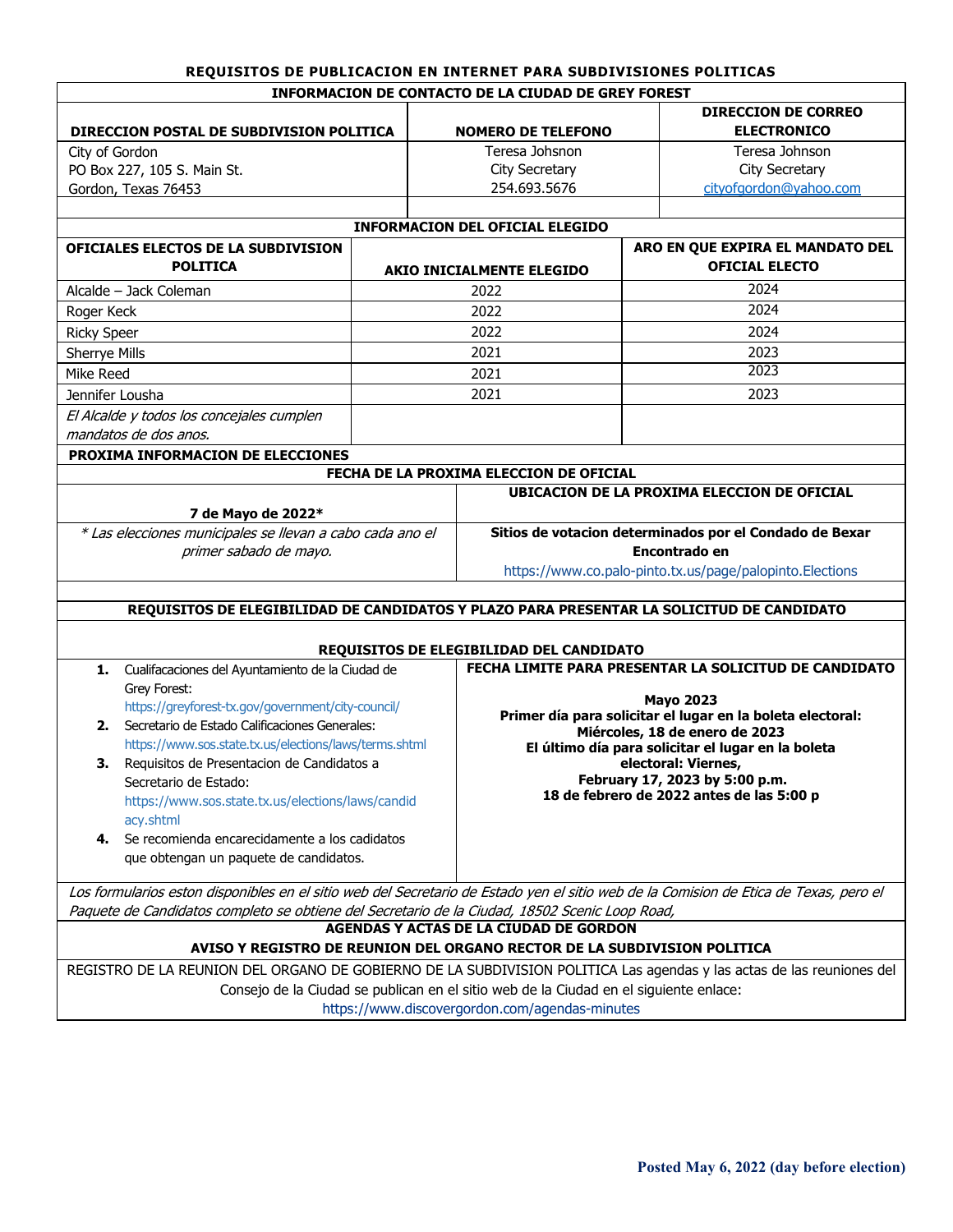## REQUISITOS DE PUBLICACION EN INTERNET PARA SUBDIVISIONES POLITICAS

**INFORMACION DE CONTACTO DE LA CIUDAD DE GREY FOREST**

| DIRECCION POSTAL DE SUBDIVISION POLITICA | NOMERO DE TELEFONO | DIRECCION DE CORREO ELECTRONICO |
|---|---|---|
| City of Gordon<br>PO Box 227, 105 S. Main St.<br>Gordon, Texas 76453 | Teresa Johsnon<br>City Secretary<br>254.693.5676 | Teresa Johnson<br>City Secretary<br>cityofgordon@yahoo.com |

**INFORMACION DEL OFICIAL ELEGIDO**

| OFICIALES ELECTOS DE LA SUBDIVISION POLITICA | AKIO INICIALMENTE ELEGIDO | ARO EN QUE EXPIRA EL MANDATO DEL OFICIAL ELECTO |
|---|---|---|
| Alcalde – Jack Coleman | 2022 | 2024 |
| Roger Keck | 2022 | 2024 |
| Ricky Speer | 2022 | 2024 |
| Sherrye Mills | 2021 | 2023 |
| Mike Reed | 2021 | 2023 |
| Jennifer Lousha | 2021 | 2023 |
| *El Alcalde y todos los concejales cumplen mandatos de dos anos.* | | |

**PROXIMA INFORMACION DE ELECCIONES**

**FECHA DE LA PROXIMA ELECCION DE OFICIAL**

| 7 de Mayo de 2022* | UBICACION DE LA PROXIMA ELECCION DE OFICIAL |
|---|---|
| *\* Las elecciones municipales se llevan a cabo cada ano el primer sabado de mayo.* | **Sitios de votacion determinados por el Condado de Bexar Encontrado en**<br>https://www.co.palo-pinto.tx.us/page/palopinto.Elections |

**REQUISITOS DE ELEGIBILIDAD DE CANDIDATOS Y PLAZO PARA PRESENTAR LA SOLICITUD DE CANDIDATO**

| REQUISITOS DE ELEGIBILIDAD DEL CANDIDATO | FECHA LIMITE PARA PRESENTAR LA SOLICITUD DE CANDIDATO |
|---|---|
| **1.** Cualifacaciones del Ayuntamiento de la Ciudad de Grey Forest: https://greyforest-tx.gov/government/city-council/<br>**2.** Secretario de Estado Calificaciones Generales: https://www.sos.state.tx.us/elections/laws/terms.shtml<br>**3.** Requisitos de Presentacion de Candidatos a Secretario de Estado: https://www.sos.state.tx.us/elections/laws/candidacy.shtml<br>**4.** Se recomienda encarecidamente a los cadidatos que obtengan un paquete de candidatos. | **Mayo 2023**<br>**Primer día para solicitar el lugar en la boleta electoral: Miércoles, 18 de enero de 2023**<br>**El último día para solicitar el lugar en la boleta electoral: Viernes,**<br>**February 17, 2023 by 5:00 p.m.**<br>**18 de febrero de 2022 antes de las 5:00 p** |

*Los formularios eston disponibles en el sitio web del Secretario de Estado yen el sitio web de la Comision de Etica de Texas, pero el Paquete de Candidatos completo se obtiene del Secretario de la Ciudad, 18502 Scenic Loop Road,*

**AGENDAS Y ACTAS DE LA CIUDAD DE GORDON**
**AVISO Y REGISTRO DE REUNION DEL ORGANO RECTOR DE LA SUBDIVISION POLITICA**

REGISTRO DE LA REUNION DEL ORGANO DE GOBIERNO DE LA SUBDIVISION POLITICA Las agendas y las actas de las reuniones del Consejo de la Ciudad se publican en el sitio web de la Ciudad en el siguiente enlace:
https://www.discovergordon.com/agendas-minutes

**Posted May 6, 2022 (day before election)**